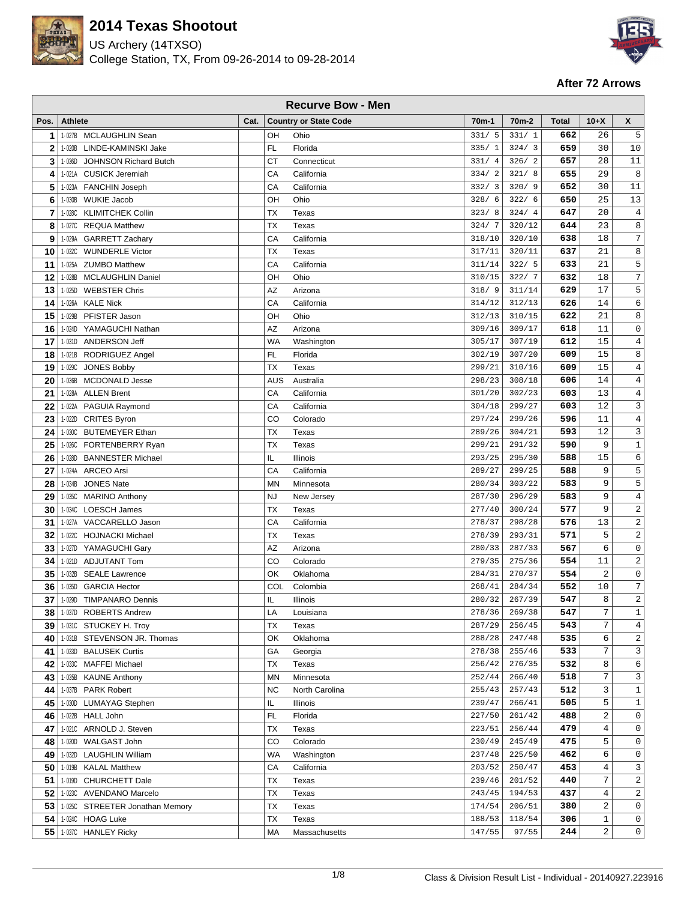# 2014 Texas Shootout

US Archery (14TXSO)

College Station, TX, From 09-26-2014 to 09-28-2014

**After 72 Arrows**

## Recurve Bow - Men

| Pos. | Athlete | Cat. | Country or State Code | | 70m-1 | 70m-2 | Total | 10+X | X |
|---|---|---|---|---|---|---|---|---|---|
| 1 | 1-027B MCLAUGHLIN Sean | | OH | Ohio | 331/ 5 | 331/ 1 | **662** | 26 | 5 |
| 2 | 1-020B LINDE-KAMINSKI Jake | | FL | Florida | 335/ 1 | 324/ 3 | **659** | 30 | 10 |
| 3 | 1-036D JOHNSON Richard Butch | | CT | Connecticut | 331/ 4 | 326/ 2 | **657** | 28 | 11 |
| 4 | 1-021A CUSICK Jeremiah | | CA | California | 334/ 2 | 321/ 8 | **655** | 29 | 8 |
| 5 | 1-023A FANCHIN Joseph | | CA | California | 332/ 3 | 320/ 9 | **652** | 30 | 11 |
| 6 | 1-030B WUKIE Jacob | | OH | Ohio | 328/ 6 | 322/ 6 | **650** | 25 | 13 |
| 7 | 1-028C KLIMITCHEK Collin | | TX | Texas | 323/ 8 | 324/ 4 | **647** | 20 | 4 |
| 8 | 1-027C REQUA Matthew | | TX | Texas | 324/ 7 | 320/12 | **644** | 23 | 8 |
| 9 | 1-029A GARRETT Zachary | | CA | California | 318/10 | 320/10 | **638** | 18 | 7 |
| 10 | 1-032C WUNDERLE Victor | | TX | Texas | 317/11 | 320/11 | **637** | 21 | 8 |
| 11 | 1-025A ZUMBO Matthew | | CA | California | 311/14 | 322/ 5 | **633** | 21 | 5 |
| 12 | 1-028B MCLAUGHLIN Daniel | | OH | Ohio | 310/15 | 322/ 7 | **632** | 18 | 7 |
| 13 | 1-025D WEBSTER Chris | | AZ | Arizona | 318/ 9 | 311/14 | **629** | 17 | 5 |
| 14 | 1-026A KALE Nick | | CA | California | 314/12 | 312/13 | **626** | 14 | 6 |
| 15 | 1-029B PFISTER Jason | | OH | Ohio | 312/13 | 310/15 | **622** | 21 | 8 |
| 16 | 1-024D YAMAGUCHI Nathan | | AZ | Arizona | 309/16 | 309/17 | **618** | 11 | 0 |
| 17 | 1-031D ANDERSON Jeff | | WA | Washington | 305/17 | 307/19 | **612** | 15 | 4 |
| 18 | 1-021B RODRIGUEZ Angel | | FL | Florida | 302/19 | 307/20 | **609** | 15 | 8 |
| 19 | 1-029C JONES Bobby | | TX | Texas | 299/21 | 310/16 | **609** | 15 | 4 |
| 20 | 1-036B MCDONALD Jesse | | AUS | Australia | 298/23 | 308/18 | **606** | 14 | 4 |
| 21 | 1-028A ALLEN Brent | | CA | California | 301/20 | 302/23 | **603** | 13 | 4 |
| 22 | 1-022A PAGUIA Raymond | | CA | California | 304/18 | 299/27 | **603** | 12 | 3 |
| 23 | 1-022D CRITES Byron | | CO | Colorado | 297/24 | 299/26 | **596** | 11 | 4 |
| 24 | 1-030C BUTEMEYER Ethan | | TX | Texas | 289/26 | 304/21 | **593** | 12 | 3 |
| 25 | 1-026C FORTENBERRY Ryan | | TX | Texas | 299/21 | 291/32 | **590** | 9 | 1 |
| 26 | 1-028D BANNESTER Michael | | IL | Illinois | 293/25 | 295/30 | **588** | 15 | 6 |
| 27 | 1-024A ARCEO Arsi | | CA | California | 289/27 | 299/25 | **588** | 9 | 5 |
| 28 | 1-034B JONES Nate | | MN | Minnesota | 280/34 | 303/22 | **583** | 9 | 5 |
| 29 | 1-035C MARINO Anthony | | NJ | New Jersey | 287/30 | 296/29 | **583** | 9 | 4 |
| 30 | 1-034C LOESCH James | | TX | Texas | 277/40 | 300/24 | **577** | 9 | 2 |
| 31 | 1-027A VACCARELLO Jason | | CA | California | 278/37 | 298/28 | **576** | 13 | 2 |
| 32 | 1-022C HOJNACKI Michael | | TX | Texas | 278/39 | 293/31 | **571** | 5 | 2 |
| 33 | 1-027D YAMAGUCHI Gary | | AZ | Arizona | 280/33 | 287/33 | **567** | 6 | 0 |
| 34 | 1-021D ADJUTANT Tom | | CO | Colorado | 279/35 | 275/36 | **554** | 11 | 2 |
| 35 | 1-032B SEALE Lawrence | | OK | Oklahoma | 284/31 | 270/37 | **554** | 2 | 0 |
| 36 | 1-035D GARCIA Hector | | COL | Colombia | 268/41 | 284/34 | **552** | 10 | 7 |
| 37 | 1-029D TIMPANARO Dennis | | IL | Illinois | 280/32 | 267/39 | **547** | 8 | 2 |
| 38 | 1-037D ROBERTS Andrew | | LA | Louisiana | 278/36 | 269/38 | **547** | 7 | 1 |
| 39 | 1-031C STUCKEY H. Troy | | TX | Texas | 287/29 | 256/45 | **543** | 7 | 4 |
| 40 | 1-031B STEVENSON JR. Thomas | | OK | Oklahoma | 288/28 | 247/48 | **535** | 6 | 2 |
| 41 | 1-033D BALUSEK Curtis | | GA | Georgia | 278/38 | 255/46 | **533** | 7 | 3 |
| 42 | 1-033C MAFFEI Michael | | TX | Texas | 256/42 | 276/35 | **532** | 8 | 6 |
| 43 | 1-035B KAUNE Anthony | | MN | Minnesota | 252/44 | 266/40 | **518** | 7 | 3 |
| 44 | 1-037B PARK Robert | | NC | North Carolina | 255/43 | 257/43 | **512** | 3 | 1 |
| 45 | 1-030D LUMAYAG Stephen | | IL | Illinois | 239/47 | 266/41 | **505** | 5 | 1 |
| 46 | 1-022B HALL John | | FL | Florida | 227/50 | 261/42 | **488** | 2 | 0 |
| 47 | 1-021C ARNOLD J. Steven | | TX | Texas | 223/51 | 256/44 | **479** | 4 | 0 |
| 48 | 1-020D WALGAST John | | CO | Colorado | 230/49 | 245/49 | **475** | 5 | 0 |
| 49 | 1-032D LAUGHLIN William | | WA | Washington | 237/48 | 225/50 | **462** | 6 | 0 |
| 50 | 1-019B KALAL Matthew | | CA | California | 203/52 | 250/47 | **453** | 4 | 3 |
| 51 | 1-019D CHURCHETT Dale | | TX | Texas | 239/46 | 201/52 | **440** | 7 | 2 |
| 52 | 1-023C AVENDANO Marcelo | | TX | Texas | 243/45 | 194/53 | **437** | 4 | 2 |
| 53 | 1-025C STREETER Jonathan Memory | | TX | Texas | 174/54 | 206/51 | **380** | 2 | 0 |
| 54 | 1-024C HOAG Luke | | TX | Texas | 188/53 | 118/54 | **306** | 1 | 0 |
| 55 | 1-037C HANLEY Ricky | | MA | Massachusetts | 147/55 | 97/55 | **244** | 2 | 0 |

Class & Division Result List - Individual - 20140927.223916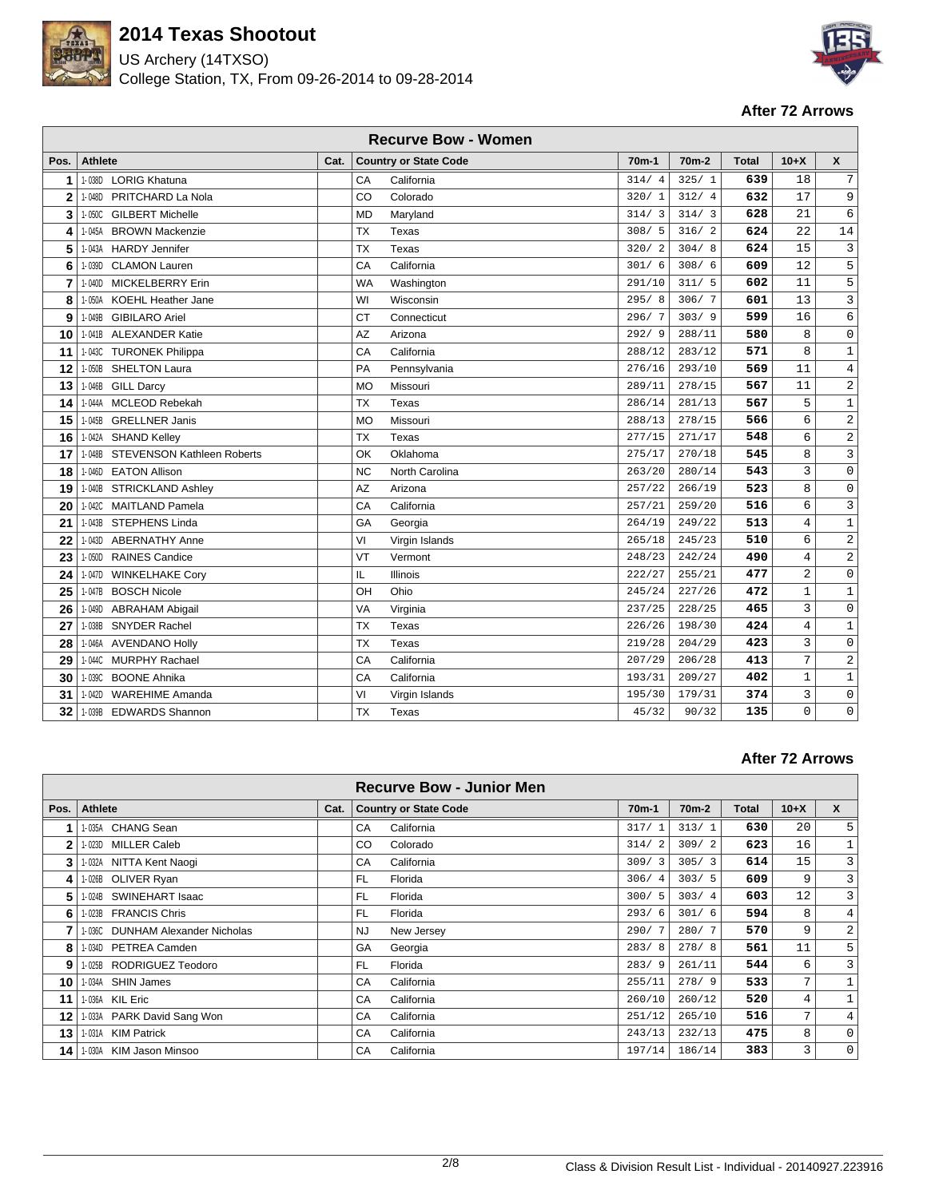# 2014 Texas Shootout

US Archery (14TXSO)
College Station, TX, From 09-26-2014 to 09-28-2014

**After 72 Arrows**

## Recurve Bow - Women

| Pos. | Athlete | Cat. | Country or State Code | | 70m-1 | 70m-2 | Total | 10+X | X |
|---|---|---|---|---|---|---|---|---|---|
| 1 | 1-038D LORIG Khatuna | | CA | California | 314/ 4 | 325/ 1 | 639 | 18 | 7 |
| 2 | 1-048D PRITCHARD La Nola | | CO | Colorado | 320/ 1 | 312/ 4 | 632 | 17 | 9 |
| 3 | 1-050C GILBERT Michelle | | MD | Maryland | 314/ 3 | 314/ 3 | 628 | 21 | 6 |
| 4 | 1-045A BROWN Mackenzie | | TX | Texas | 308/ 5 | 316/ 2 | 624 | 22 | 14 |
| 5 | 1-043A HARDY Jennifer | | TX | Texas | 320/ 2 | 304/ 8 | 624 | 15 | 3 |
| 6 | 1-039D CLAMON Lauren | | CA | California | 301/ 6 | 308/ 6 | 609 | 12 | 5 |
| 7 | 1-040D MICKELBERRY Erin | | WA | Washington | 291/10 | 311/ 5 | 602 | 11 | 5 |
| 8 | 1-050A KOEHL Heather Jane | | WI | Wisconsin | 295/ 8 | 306/ 7 | 601 | 13 | 3 |
| 9 | 1-049B GIBILARO Ariel | | CT | Connecticut | 296/ 7 | 303/ 9 | 599 | 16 | 6 |
| 10 | 1-041B ALEXANDER Katie | | AZ | Arizona | 292/ 9 | 288/11 | 580 | 8 | 0 |
| 11 | 1-043C TURONEK Philippa | | CA | California | 288/12 | 283/12 | 571 | 8 | 1 |
| 12 | 1-050B SHELTON Laura | | PA | Pennsylvania | 276/16 | 293/10 | 569 | 11 | 4 |
| 13 | 1-046B GILL Darcy | | MO | Missouri | 289/11 | 278/15 | 567 | 11 | 2 |
| 14 | 1-044A MCLEOD Rebekah | | TX | Texas | 286/14 | 281/13 | 567 | 5 | 1 |
| 15 | 1-045B GRELLNER Janis | | MO | Missouri | 288/13 | 278/15 | 566 | 6 | 2 |
| 16 | 1-042A SHAND Kelley | | TX | Texas | 277/15 | 271/17 | 548 | 6 | 2 |
| 17 | 1-048B STEVENSON Kathleen Roberts | | OK | Oklahoma | 275/17 | 270/18 | 545 | 8 | 3 |
| 18 | 1-046D EATON Allison | | NC | North Carolina | 263/20 | 280/14 | 543 | 3 | 0 |
| 19 | 1-040B STRICKLAND Ashley | | AZ | Arizona | 257/22 | 266/19 | 523 | 8 | 0 |
| 20 | 1-042C MAITLAND Pamela | | CA | California | 257/21 | 259/20 | 516 | 6 | 3 |
| 21 | 1-043B STEPHENS Linda | | GA | Georgia | 264/19 | 249/22 | 513 | 4 | 1 |
| 22 | 1-043D ABERNATHY Anne | | VI | Virgin Islands | 265/18 | 245/23 | 510 | 6 | 2 |
| 23 | 1-050D RAINES Candice | | VT | Vermont | 248/23 | 242/24 | 490 | 4 | 2 |
| 24 | 1-047D WINKELHAKE Cory | | IL | Illinois | 222/27 | 255/21 | 477 | 2 | 0 |
| 25 | 1-047B BOSCH Nicole | | OH | Ohio | 245/24 | 227/26 | 472 | 1 | 1 |
| 26 | 1-049D ABRAHAM Abigail | | VA | Virginia | 237/25 | 228/25 | 465 | 3 | 0 |
| 27 | 1-038B SNYDER Rachel | | TX | Texas | 226/26 | 198/30 | 424 | 4 | 1 |
| 28 | 1-046A AVENDANO Holly | | TX | Texas | 219/28 | 204/29 | 423 | 3 | 0 |
| 29 | 1-044C MURPHY Rachael | | CA | California | 207/29 | 206/28 | 413 | 7 | 2 |
| 30 | 1-039C BOONE Ahnika | | CA | California | 193/31 | 209/27 | 402 | 1 | 1 |
| 31 | 1-042D WAREHIME Amanda | | VI | Virgin Islands | 195/30 | 179/31 | 374 | 3 | 0 |
| 32 | 1-039B EDWARDS Shannon | | TX | Texas | 45/32 | 90/32 | 135 | 0 | 0 |

**After 72 Arrows**

## Recurve Bow - Junior Men

| Pos. | Athlete | Cat. | Country or State Code | | 70m-1 | 70m-2 | Total | 10+X | X |
|---|---|---|---|---|---|---|---|---|---|
| 1 | 1-035A CHANG Sean | | CA | California | 317/ 1 | 313/ 1 | 630 | 20 | 5 |
| 2 | 1-023D MILLER Caleb | | CO | Colorado | 314/ 2 | 309/ 2 | 623 | 16 | 1 |
| 3 | 1-032A NITTA Kent Naogi | | CA | California | 309/ 3 | 305/ 3 | 614 | 15 | 3 |
| 4 | 1-026B OLIVER Ryan | | FL | Florida | 306/ 4 | 303/ 5 | 609 | 9 | 3 |
| 5 | 1-024B SWINEHART Isaac | | FL | Florida | 300/ 5 | 303/ 4 | 603 | 12 | 3 |
| 6 | 1-023B FRANCIS Chris | | FL | Florida | 293/ 6 | 301/ 6 | 594 | 8 | 4 |
| 7 | 1-036C DUNHAM Alexander Nicholas | | NJ | New Jersey | 290/ 7 | 280/ 7 | 570 | 9 | 2 |
| 8 | 1-034D PETREA Camden | | GA | Georgia | 283/ 8 | 278/ 8 | 561 | 11 | 5 |
| 9 | 1-025B RODRIGUEZ Teodoro | | FL | Florida | 283/ 9 | 261/11 | 544 | 6 | 3 |
| 10 | 1-034A SHIN James | | CA | California | 255/11 | 278/ 9 | 533 | 7 | 1 |
| 11 | 1-036A KIL Eric | | CA | California | 260/10 | 260/12 | 520 | 4 | 1 |
| 12 | 1-033A PARK David Sang Won | | CA | California | 251/12 | 265/10 | 516 | 7 | 4 |
| 13 | 1-031A KIM Patrick | | CA | California | 243/13 | 232/13 | 475 | 8 | 0 |
| 14 | 1-030A KIM Jason Minsoo | | CA | California | 197/14 | 186/14 | 383 | 3 | 0 |

Class & Division Result List - Individual - 20140927.223916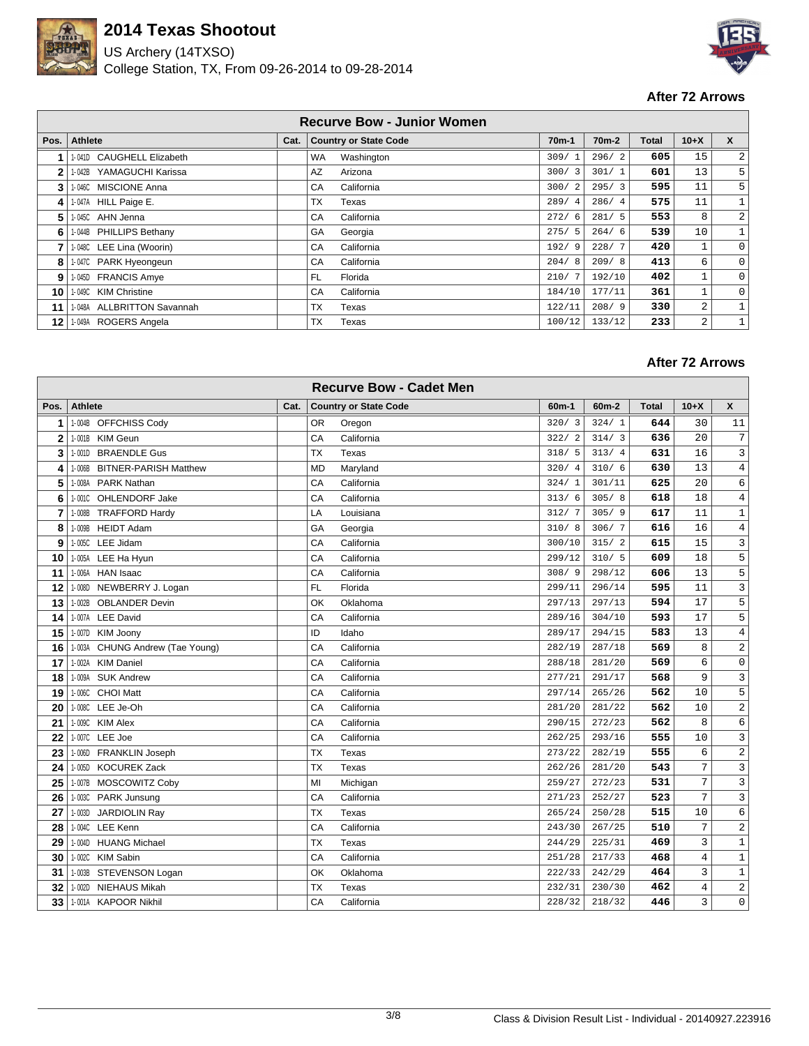# 2014 Texas Shootout

US Archery (14TXSO)

College Station, TX, From 09-26-2014 to 09-28-2014

**After 72 Arrows**

## Recurve Bow - Junior Women

| Pos. | Athlete | Cat. | Country or State Code | | 70m-1 | 70m-2 | Total | 10+X | X |
|---|---|---|---|---|---|---|---|---|---|
| 1 | 1-041D CAUGHELL Elizabeth | | WA | Washington | 309/ 1 | 296/ 2 | 605 | 15 | 2 |
| 2 | 1-042B YAMAGUCHI Karissa | | AZ | Arizona | 300/ 3 | 301/ 1 | 601 | 13 | 5 |
| 3 | 1-046C MISCIONE Anna | | CA | California | 300/ 2 | 295/ 3 | 595 | 11 | 5 |
| 4 | 1-047A HILL Paige E. | | TX | Texas | 289/ 4 | 286/ 4 | 575 | 11 | 1 |
| 5 | 1-045C AHN Jenna | | CA | California | 272/ 6 | 281/ 5 | 553 | 8 | 2 |
| 6 | 1-044B PHILLIPS Bethany | | GA | Georgia | 275/ 5 | 264/ 6 | 539 | 10 | 1 |
| 7 | 1-048C LEE Lina (Woorin) | | CA | California | 192/ 9 | 228/ 7 | 420 | 1 | 0 |
| 8 | 1-047C PARK Hyeongeun | | CA | California | 204/ 8 | 209/ 8 | 413 | 6 | 0 |
| 9 | 1-045D FRANCIS Amye | | FL | Florida | 210/ 7 | 192/10 | 402 | 1 | 0 |
| 10 | 1-049C KIM Christine | | CA | California | 184/10 | 177/11 | 361 | 1 | 0 |
| 11 | 1-048A ALLBRITTON Savannah | | TX | Texas | 122/11 | 208/ 9 | 330 | 2 | 1 |
| 12 | 1-049A ROGERS Angela | | TX | Texas | 100/12 | 133/12 | 233 | 2 | 1 |

**After 72 Arrows**

## Recurve Bow - Cadet Men

| Pos. | Athlete | Cat. | Country or State Code | | 60m-1 | 60m-2 | Total | 10+X | X |
|---|---|---|---|---|---|---|---|---|---|
| 1 | 1-004B OFFCHISS Cody | | OR | Oregon | 320/ 3 | 324/ 1 | 644 | 30 | 11 |
| 2 | 1-001B KIM Geun | | CA | California | 322/ 2 | 314/ 3 | 636 | 20 | 7 |
| 3 | 1-001D BRAENDLE Gus | | TX | Texas | 318/ 5 | 313/ 4 | 631 | 16 | 3 |
| 4 | 1-006B BITNER-PARISH Matthew | | MD | Maryland | 320/ 4 | 310/ 6 | 630 | 13 | 4 |
| 5 | 1-008A PARK Nathan | | CA | California | 324/ 1 | 301/11 | 625 | 20 | 6 |
| 6 | 1-001C OHLENDORF Jake | | CA | California | 313/ 6 | 305/ 8 | 618 | 18 | 4 |
| 7 | 1-008B TRAFFORD Hardy | | LA | Louisiana | 312/ 7 | 305/ 9 | 617 | 11 | 1 |
| 8 | 1-009B HEIDT Adam | | GA | Georgia | 310/ 8 | 306/ 7 | 616 | 16 | 4 |
| 9 | 1-005C LEE Jidam | | CA | California | 300/10 | 315/ 2 | 615 | 15 | 3 |
| 10 | 1-005A LEE Ha Hyun | | CA | California | 299/12 | 310/ 5 | 609 | 18 | 5 |
| 11 | 1-006A HAN Isaac | | CA | California | 308/ 9 | 298/12 | 606 | 13 | 5 |
| 12 | 1-008D NEWBERRY J. Logan | | FL | Florida | 299/11 | 296/14 | 595 | 11 | 3 |
| 13 | 1-002B OBLANDER Devin | | OK | Oklahoma | 297/13 | 297/13 | 594 | 17 | 5 |
| 14 | 1-007A LEE David | | CA | California | 289/16 | 304/10 | 593 | 17 | 5 |
| 15 | 1-007D KIM Joony | | ID | Idaho | 289/17 | 294/15 | 583 | 13 | 4 |
| 16 | 1-003A CHUNG Andrew (Tae Young) | | CA | California | 282/19 | 287/18 | 569 | 8 | 2 |
| 17 | 1-002A KIM Daniel | | CA | California | 288/18 | 281/20 | 569 | 6 | 0 |
| 18 | 1-009A SUK Andrew | | CA | California | 277/21 | 291/17 | 568 | 9 | 3 |
| 19 | 1-006C CHOI Matt | | CA | California | 297/14 | 265/26 | 562 | 10 | 5 |
| 20 | 1-008C LEE Je-Oh | | CA | California | 281/20 | 281/22 | 562 | 10 | 2 |
| 21 | 1-009C KIM Alex | | CA | California | 290/15 | 272/23 | 562 | 8 | 6 |
| 22 | 1-007C LEE Joe | | CA | California | 262/25 | 293/16 | 555 | 10 | 3 |
| 23 | 1-006D FRANKLIN Joseph | | TX | Texas | 273/22 | 282/19 | 555 | 6 | 2 |
| 24 | 1-005D KOCUREK Zack | | TX | Texas | 262/26 | 281/20 | 543 | 7 | 3 |
| 25 | 1-007B MOSCOWITZ Coby | | MI | Michigan | 259/27 | 272/23 | 531 | 7 | 3 |
| 26 | 1-003C PARK Junsung | | CA | California | 271/23 | 252/27 | 523 | 7 | 3 |
| 27 | 1-003D JARDIOLIN Ray | | TX | Texas | 265/24 | 250/28 | 515 | 10 | 6 |
| 28 | 1-004C LEE Kenn | | CA | California | 243/30 | 267/25 | 510 | 7 | 2 |
| 29 | 1-004D HUANG Michael | | TX | Texas | 244/29 | 225/31 | 469 | 3 | 1 |
| 30 | 1-002C KIM Sabin | | CA | California | 251/28 | 217/33 | 468 | 4 | 1 |
| 31 | 1-003B STEVENSON Logan | | OK | Oklahoma | 222/33 | 242/29 | 464 | 3 | 1 |
| 32 | 1-002D NIEHAUS Mikah | | TX | Texas | 232/31 | 230/30 | 462 | 4 | 2 |
| 33 | 1-001A KAPOOR Nikhil | | CA | California | 228/32 | 218/32 | 446 | 3 | 0 |

Class & Division Result List - Individual - 20140927.223916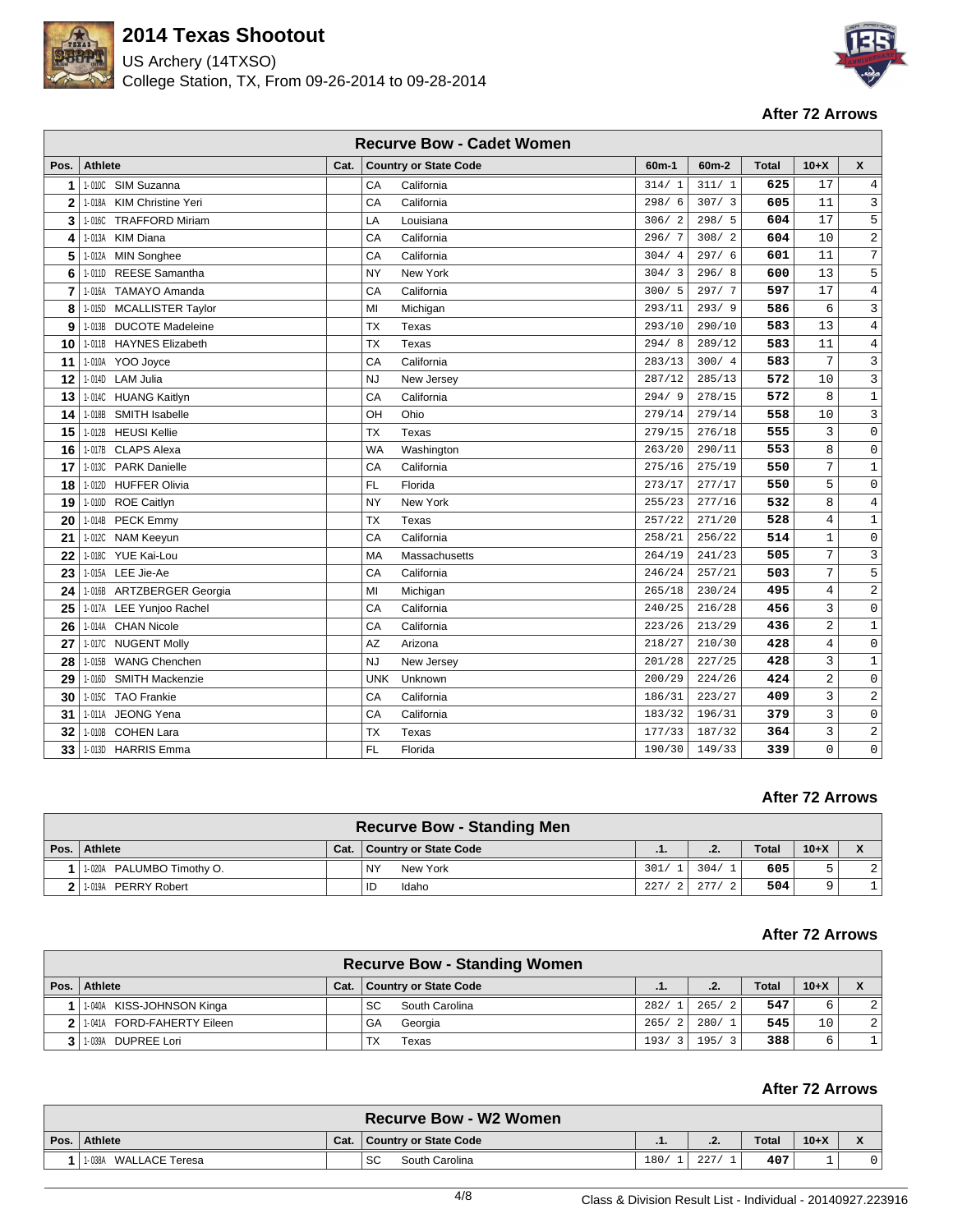# 2014 Texas Shootout

US Archery (14TXSO)
College Station, TX, From 09-26-2014 to 09-28-2014

**After 72 Arrows**

## Recurve Bow - Cadet Women

| Pos. | Athlete | Cat. | Country or State Code | | 60m-1 | 60m-2 | Total | 10+X | X |
|---|---|---|---|---|---|---|---|---|---|
| 1 | 1-010C SIM Suzanna | | CA | California | 314/ 1 | 311/ 1 | **625** | 17 | 4 |
| 2 | 1-018A KIM Christine Yeri | | CA | California | 298/ 6 | 307/ 3 | **605** | 11 | 3 |
| 3 | 1-016C TRAFFORD Miriam | | LA | Louisiana | 306/ 2 | 298/ 5 | **604** | 17 | 5 |
| 4 | 1-013A KIM Diana | | CA | California | 296/ 7 | 308/ 2 | **604** | 10 | 2 |
| 5 | 1-012A MIN Songhee | | CA | California | 304/ 4 | 297/ 6 | **601** | 11 | 7 |
| 6 | 1-011D REESE Samantha | | NY | New York | 304/ 3 | 296/ 8 | **600** | 13 | 5 |
| 7 | 1-016A TAMAYO Amanda | | CA | California | 300/ 5 | 297/ 7 | **597** | 17 | 4 |
| 8 | 1-015D MCALLISTER Taylor | | MI | Michigan | 293/11 | 293/ 9 | **586** | 6 | 3 |
| 9 | 1-013B DUCOTE Madeleine | | TX | Texas | 293/10 | 290/10 | **583** | 13 | 4 |
| 10 | 1-011B HAYNES Elizabeth | | TX | Texas | 294/ 8 | 289/12 | **583** | 11 | 4 |
| 11 | 1-010A YOO Joyce | | CA | California | 283/13 | 300/ 4 | **583** | 7 | 3 |
| 12 | 1-014D LAM Julia | | NJ | New Jersey | 287/12 | 285/13 | **572** | 10 | 3 |
| 13 | 1-014C HUANG Kaitlyn | | CA | California | 294/ 9 | 278/15 | **572** | 8 | 1 |
| 14 | 1-018B SMITH Isabelle | | OH | Ohio | 279/14 | 279/14 | **558** | 10 | 3 |
| 15 | 1-012B HEUSI Kellie | | TX | Texas | 279/15 | 276/18 | **555** | 3 | 0 |
| 16 | 1-017B CLAPS Alexa | | WA | Washington | 263/20 | 290/11 | **553** | 8 | 0 |
| 17 | 1-013C PARK Danielle | | CA | California | 275/16 | 275/19 | **550** | 7 | 1 |
| 18 | 1-012D HUFFER Olivia | | FL | Florida | 273/17 | 277/17 | **550** | 5 | 0 |
| 19 | 1-010D ROE Caitlyn | | NY | New York | 255/23 | 277/16 | **532** | 8 | 4 |
| 20 | 1-014B PECK Emmy | | TX | Texas | 257/22 | 271/20 | **528** | 4 | 1 |
| 21 | 1-012C NAM Keeyun | | CA | California | 258/21 | 256/22 | **514** | 1 | 0 |
| 22 | 1-018C YUE Kai-Lou | | MA | Massachusetts | 264/19 | 241/23 | **505** | 7 | 3 |
| 23 | 1-015A LEE Jie-Ae | | CA | California | 246/24 | 257/21 | **503** | 7 | 5 |
| 24 | 1-016B ARTZBERGER Georgia | | MI | Michigan | 265/18 | 230/24 | **495** | 4 | 2 |
| 25 | 1-017A LEE Yunjoo Rachel | | CA | California | 240/25 | 216/28 | **456** | 3 | 0 |
| 26 | 1-014A CHAN Nicole | | CA | California | 223/26 | 213/29 | **436** | 2 | 1 |
| 27 | 1-017C NUGENT Molly | | AZ | Arizona | 218/27 | 210/30 | **428** | 4 | 0 |
| 28 | 1-015B WANG Chenchen | | NJ | New Jersey | 201/28 | 227/25 | **428** | 3 | 1 |
| 29 | 1-016D SMITH Mackenzie | | UNK | Unknown | 200/29 | 224/26 | **424** | 2 | 0 |
| 30 | 1-015C TAO Frankie | | CA | California | 186/31 | 223/27 | **409** | 3 | 2 |
| 31 | 1-011A JEONG Yena | | CA | California | 183/32 | 196/31 | **379** | 3 | 0 |
| 32 | 1-010B COHEN Lara | | TX | Texas | 177/33 | 187/32 | **364** | 3 | 2 |
| 33 | 1-013D HARRIS Emma | | FL | Florida | 190/30 | 149/33 | **339** | 0 | 0 |

**After 72 Arrows**

## Recurve Bow - Standing Men

| Pos. | Athlete | Cat. | Country or State Code | | .1. | .2. | Total | 10+X | X |
|---|---|---|---|---|---|---|---|---|---|
| 1 | 1-020A PALUMBO Timothy O. | | NY | New York | 301/ 1 | 304/ 1 | **605** | 5 | 2 |
| 2 | 1-019A PERRY Robert | | ID | Idaho | 227/ 2 | 277/ 2 | **504** | 9 | 1 |

**After 72 Arrows**

## Recurve Bow - Standing Women

| Pos. | Athlete | Cat. | Country or State Code | | .1. | .2. | Total | 10+X | X |
|---|---|---|---|---|---|---|---|---|---|
| 1 | 1-040A KISS-JOHNSON Kinga | | SC | South Carolina | 282/ 1 | 265/ 2 | **547** | 6 | 2 |
| 2 | 1-041A FORD-FAHERTY Eileen | | GA | Georgia | 265/ 2 | 280/ 1 | **545** | 10 | 2 |
| 3 | 1-039A DUPREE Lori | | TX | Texas | 193/ 3 | 195/ 3 | **388** | 6 | 1 |

**After 72 Arrows**

## Recurve Bow - W2 Women

| Pos. | Athlete | Cat. | Country or State Code | | .1. | .2. | Total | 10+X | X |
|---|---|---|---|---|---|---|---|---|---|
| 1 | 1-038A WALLACE Teresa | | SC | South Carolina | 180/ 1 | 227/ 1 | **407** | 1 | 0 |

Class & Division Result List - Individual - 20140927.223916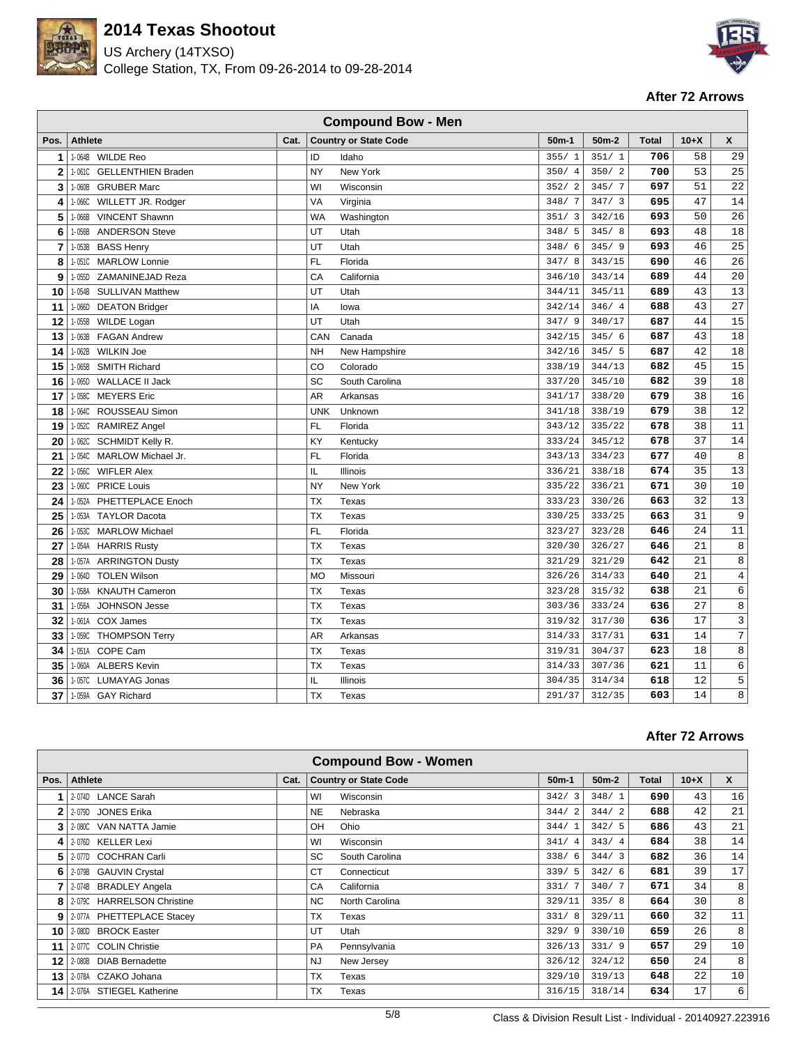# 2014 Texas Shootout

US Archery (14TXSO)
College Station, TX, From 09-26-2014 to 09-28-2014

**After 72 Arrows**

## Compound Bow - Men

| Pos. | Athlete | Cat. | Country or State Code | | 50m-1 | 50m-2 | Total | 10+X | X |
|---|---|---|---|---|---|---|---|---|---|
| 1 | 1-064B WILDE Reo | | ID | Idaho | 355/ 1 | 351/ 1 | 706 | 58 | 29 |
| 2 | 1-061C GELLENTHIEN Braden | | NY | New York | 350/ 4 | 350/ 2 | 700 | 53 | 25 |
| 3 | 1-060B GRUBER Marc | | WI | Wisconsin | 352/ 2 | 345/ 7 | 697 | 51 | 22 |
| 4 | 1-066C WILLETT JR. Rodger | | VA | Virginia | 348/ 7 | 347/ 3 | 695 | 47 | 14 |
| 5 | 1-066B VINCENT Shawnn | | WA | Washington | 351/ 3 | 342/16 | 693 | 50 | 26 |
| 6 | 1-056B ANDERSON Steve | | UT | Utah | 348/ 5 | 345/ 8 | 693 | 48 | 18 |
| 7 | 1-053B BASS Henry | | UT | Utah | 348/ 6 | 345/ 9 | 693 | 46 | 25 |
| 8 | 1-051C MARLOW Lonnie | | FL | Florida | 347/ 8 | 343/15 | 690 | 46 | 26 |
| 9 | 1-055D ZAMANINEJAD Reza | | CA | California | 346/10 | 343/14 | 689 | 44 | 20 |
| 10 | 1-054B SULLIVAN Matthew | | UT | Utah | 344/11 | 345/11 | 689 | 43 | 13 |
| 11 | 1-066D DEATON Bridger | | IA | Iowa | 342/14 | 346/ 4 | 688 | 43 | 27 |
| 12 | 1-055B WILDE Logan | | UT | Utah | 347/ 9 | 340/17 | 687 | 44 | 15 |
| 13 | 1-063B FAGAN Andrew | | CAN | Canada | 342/15 | 345/ 6 | 687 | 43 | 18 |
| 14 | 1-062B WILKIN Joe | | NH | New Hampshire | 342/16 | 345/ 5 | 687 | 42 | 18 |
| 15 | 1-065B SMITH Richard | | CO | Colorado | 338/19 | 344/13 | 682 | 45 | 15 |
| 16 | 1-065D WALLACE II Jack | | SC | South Carolina | 337/20 | 345/10 | 682 | 39 | 18 |
| 17 | 1-058C MEYERS Eric | | AR | Arkansas | 341/17 | 338/20 | 679 | 38 | 16 |
| 18 | 1-064C ROUSSEAU Simon | | UNK | Unknown | 341/18 | 338/19 | 679 | 38 | 12 |
| 19 | 1-052C RAMIREZ Angel | | FL | Florida | 343/12 | 335/22 | 678 | 38 | 11 |
| 20 | 1-062C SCHMIDT Kelly R. | | KY | Kentucky | 333/24 | 345/12 | 678 | 37 | 14 |
| 21 | 1-054C MARLOW Michael Jr. | | FL | Florida | 343/13 | 334/23 | 677 | 40 | 8 |
| 22 | 1-056C WIFLER Alex | | IL | Illinois | 336/21 | 338/18 | 674 | 35 | 13 |
| 23 | 1-060C PRICE Louis | | NY | New York | 335/22 | 336/21 | 671 | 30 | 10 |
| 24 | 1-052A PHETTEPLACE Enoch | | TX | Texas | 333/23 | 330/26 | 663 | 32 | 13 |
| 25 | 1-053A TAYLOR Dacota | | TX | Texas | 330/25 | 333/25 | 663 | 31 | 9 |
| 26 | 1-053C MARLOW Michael | | FL | Florida | 323/27 | 323/28 | 646 | 24 | 11 |
| 27 | 1-054A HARRIS Rusty | | TX | Texas | 320/30 | 326/27 | 646 | 21 | 8 |
| 28 | 1-057A ARRINGTON Dusty | | TX | Texas | 321/29 | 321/29 | 642 | 21 | 8 |
| 29 | 1-064D TOLEN Wilson | | MO | Missouri | 326/26 | 314/33 | 640 | 21 | 4 |
| 30 | 1-058A KNAUTH Cameron | | TX | Texas | 323/28 | 315/32 | 638 | 21 | 6 |
| 31 | 1-056A JOHNSON Jesse | | TX | Texas | 303/36 | 333/24 | 636 | 27 | 8 |
| 32 | 1-061A COX James | | TX | Texas | 319/32 | 317/30 | 636 | 17 | 3 |
| 33 | 1-059C THOMPSON Terry | | AR | Arkansas | 314/33 | 317/31 | 631 | 14 | 7 |
| 34 | 1-051A COPE Cam | | TX | Texas | 319/31 | 304/37 | 623 | 18 | 8 |
| 35 | 1-060A ALBERS Kevin | | TX | Texas | 314/33 | 307/36 | 621 | 11 | 6 |
| 36 | 1-057C LUMAYAG Jonas | | IL | Illinois | 304/35 | 314/34 | 618 | 12 | 5 |
| 37 | 1-059A GAY Richard | | TX | Texas | 291/37 | 312/35 | 603 | 14 | 8 |

**After 72 Arrows**

## Compound Bow - Women

| Pos. | Athlete | Cat. | Country or State Code | | 50m-1 | 50m-2 | Total | 10+X | X |
|---|---|---|---|---|---|---|---|---|---|
| 1 | 2-074D LANCE Sarah | | WI | Wisconsin | 342/ 3 | 348/ 1 | 690 | 43 | 16 |
| 2 | 2-079D JONES Erika | | NE | Nebraska | 344/ 2 | 344/ 2 | 688 | 42 | 21 |
| 3 | 2-080C VAN NATTA Jamie | | OH | Ohio | 344/ 1 | 342/ 5 | 686 | 43 | 21 |
| 4 | 2-076D KELLER Lexi | | WI | Wisconsin | 341/ 4 | 343/ 4 | 684 | 38 | 14 |
| 5 | 2-077D COCHRAN Carli | | SC | South Carolina | 338/ 6 | 344/ 3 | 682 | 36 | 14 |
| 6 | 2-079B GAUVIN Crystal | | CT | Connecticut | 339/ 5 | 342/ 6 | 681 | 39 | 17 |
| 7 | 2-074B BRADLEY Angela | | CA | California | 331/ 7 | 340/ 7 | 671 | 34 | 8 |
| 8 | 2-079C HARRELSON Christine | | NC | North Carolina | 329/11 | 335/ 8 | 664 | 30 | 8 |
| 9 | 2-077A PHETTEPLACE Stacey | | TX | Texas | 331/ 8 | 329/11 | 660 | 32 | 11 |
| 10 | 2-080D BROCK Easter | | UT | Utah | 329/ 9 | 330/10 | 659 | 26 | 8 |
| 11 | 2-077C COLIN Christie | | PA | Pennsylvania | 326/13 | 331/ 9 | 657 | 29 | 10 |
| 12 | 2-080B DIAB Bernadette | | NJ | New Jersey | 326/12 | 324/12 | 650 | 24 | 8 |
| 13 | 2-078A CZAKO Johana | | TX | Texas | 329/10 | 319/13 | 648 | 22 | 10 |
| 14 | 2-076A STIEGEL Katherine | | TX | Texas | 316/15 | 318/14 | 634 | 17 | 6 |

Class & Division Result List - Individual - 20140927.223916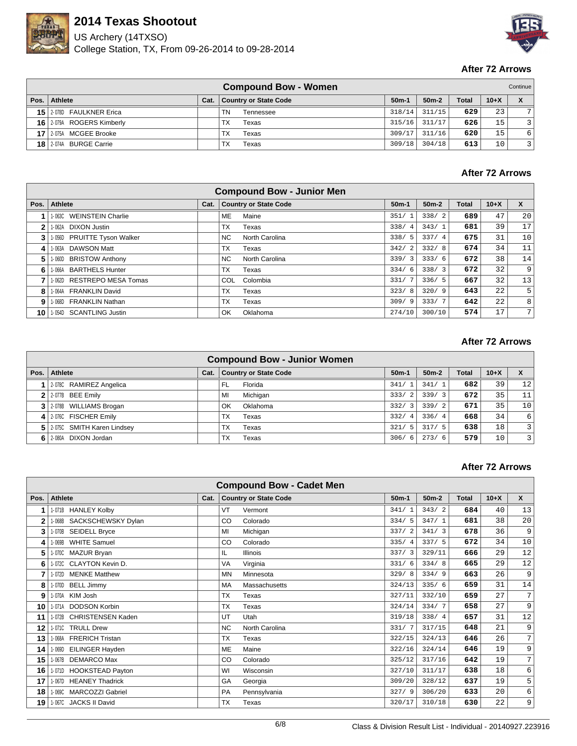# 2014 Texas Shootout

US Archery (14TXSO)

College Station, TX, From 09-26-2014 to 09-28-2014

### After 72 Arrows

**Compound Bow - Women** (Continue)

| Pos. | Athlete | Cat. | Country or State Code | | 50m-1 | 50m-2 | Total | 10+X | X |
|---|---|---|---|---|---|---|---|---|---|
| 15 | 2-078D FAULKNER Erica | | TN | Tennessee | 318/14 | 311/15 | 629 | 23 | 7 |
| 16 | 2-079A ROGERS Kimberly | | TX | Texas | 315/16 | 311/17 | 626 | 15 | 3 |
| 17 | 2-075A MCGEE Brooke | | TX | Texas | 309/17 | 311/16 | 620 | 15 | 6 |
| 18 | 2-074A BURGE Carrie | | TX | Texas | 309/18 | 304/18 | 613 | 10 | 3 |

### After 72 Arrows

**Compound Bow - Junior Men**

| Pos. | Athlete | Cat. | Country or State Code | | 50m-1 | 50m-2 | Total | 10+X | X |
|---|---|---|---|---|---|---|---|---|---|
| 1 | 1-063C WEINSTEIN Charlie | | ME | Maine | 351/ 1 | 338/ 2 | 689 | 47 | 20 |
| 2 | 1-062A DIXON Justin | | TX | Texas | 338/ 4 | 343/ 1 | 681 | 39 | 17 |
| 3 | 1-056D PRUITTE Tyson Walker | | NC | North Carolina | 338/ 5 | 337/ 4 | 675 | 31 | 10 |
| 4 | 1-063A DAWSON Matt | | TX | Texas | 342/ 2 | 332/ 8 | 674 | 34 | 11 |
| 5 | 1-060D BRISTOW Anthony | | NC | North Carolina | 339/ 3 | 333/ 6 | 672 | 38 | 14 |
| 6 | 1-066A BARTHELS Hunter | | TX | Texas | 334/ 6 | 338/ 3 | 672 | 32 | 9 |
| 7 | 1-062D RESTREPO MESA Tomas | | COL | Colombia | 331/ 7 | 336/ 5 | 667 | 32 | 13 |
| 8 | 1-064A FRANKLIN David | | TX | Texas | 323/ 8 | 320/ 9 | 643 | 22 | 5 |
| 9 | 1-068D FRANKLIN Nathan | | TX | Texas | 309/ 9 | 333/ 7 | 642 | 22 | 8 |
| 10 | 1-054D SCANTLING Justin | | OK | Oklahoma | 274/10 | 300/10 | 574 | 17 | 7 |

### After 72 Arrows

**Compound Bow - Junior Women**

| Pos. | Athlete | Cat. | Country or State Code | | 50m-1 | 50m-2 | Total | 10+X | X |
|---|---|---|---|---|---|---|---|---|---|
| 1 | 2-078C RAMIREZ Angelica | | FL | Florida | 341/ 1 | 341/ 1 | 682 | 39 | 12 |
| 2 | 2-077B BEE Emily | | MI | Michigan | 333/ 2 | 339/ 3 | 672 | 35 | 11 |
| 3 | 2-078B WILLIAMS Brogan | | OK | Oklahoma | 332/ 3 | 339/ 2 | 671 | 35 | 10 |
| 4 | 2-076C FISCHER Emily | | TX | Texas | 332/ 4 | 336/ 4 | 668 | 34 | 6 |
| 5 | 2-075C SMITH Karen Lindsey | | TX | Texas | 321/ 5 | 317/ 5 | 638 | 18 | 3 |
| 6 | 2-080A DIXON Jordan | | TX | Texas | 306/ 6 | 273/ 6 | 579 | 10 | 3 |

### After 72 Arrows

**Compound Bow - Cadet Men**

| Pos. | Athlete | Cat. | Country or State Code | | 50m-1 | 50m-2 | Total | 10+X | X |
|---|---|---|---|---|---|---|---|---|---|
| 1 | 1-071B HANLEY Kolby | | VT | Vermont | 341/ 1 | 343/ 2 | 684 | 40 | 13 |
| 2 | 1-068B SACKSCHEWSKY Dylan | | CO | Colorado | 334/ 5 | 347/ 1 | 681 | 38 | 20 |
| 3 | 1-070B SEIDELL Bryce | | MI | Michigan | 337/ 2 | 341/ 3 | 678 | 36 | 9 |
| 4 | 1-069B WHITE Samuel | | CO | Colorado | 335/ 4 | 337/ 5 | 672 | 34 | 10 |
| 5 | 1-070C MAZUR Bryan | | IL | Illinois | 337/ 3 | 329/11 | 666 | 29 | 12 |
| 6 | 1-072C CLAYTON Kevin D. | | VA | Virginia | 331/ 6 | 334/ 8 | 665 | 29 | 12 |
| 7 | 1-072D MENKE Matthew | | MN | Minnesota | 329/ 8 | 334/ 9 | 663 | 26 | 9 |
| 8 | 1-070D BELL Jimmy | | MA | Massachusetts | 324/13 | 335/ 6 | 659 | 31 | 14 |
| 9 | 1-070A KIM Josh | | TX | Texas | 327/11 | 332/10 | 659 | 27 | 7 |
| 10 | 1-071A DODSON Korbin | | TX | Texas | 324/14 | 334/ 7 | 658 | 27 | 9 |
| 11 | 1-072B CHRISTENSEN Kaden | | UT | Utah | 319/18 | 338/ 4 | 657 | 31 | 12 |
| 12 | 1-071C TRULL Drew | | NC | North Carolina | 331/ 7 | 317/15 | 648 | 21 | 9 |
| 13 | 1-068A FRERICH Tristan | | TX | Texas | 322/15 | 324/13 | 646 | 26 | 7 |
| 14 | 1-069D EILINGER Hayden | | ME | Maine | 322/16 | 324/14 | 646 | 19 | 9 |
| 15 | 1-067B DEMARCO Max | | CO | Colorado | 325/12 | 317/16 | 642 | 19 | 7 |
| 16 | 1-071D HOOKSTEAD Payton | | WI | Wisconsin | 327/10 | 311/17 | 638 | 18 | 6 |
| 17 | 1-067D HEANEY Thadrick | | GA | Georgia | 309/20 | 328/12 | 637 | 19 | 5 |
| 18 | 1-069C MARCOZZI Gabriel | | PA | Pennsylvania | 327/ 9 | 306/20 | 633 | 20 | 6 |
| 19 | 1-067C JACKS II David | | TX | Texas | 320/17 | 310/18 | 630 | 22 | 9 |

Class & Division Result List - Individual - 20140927.223916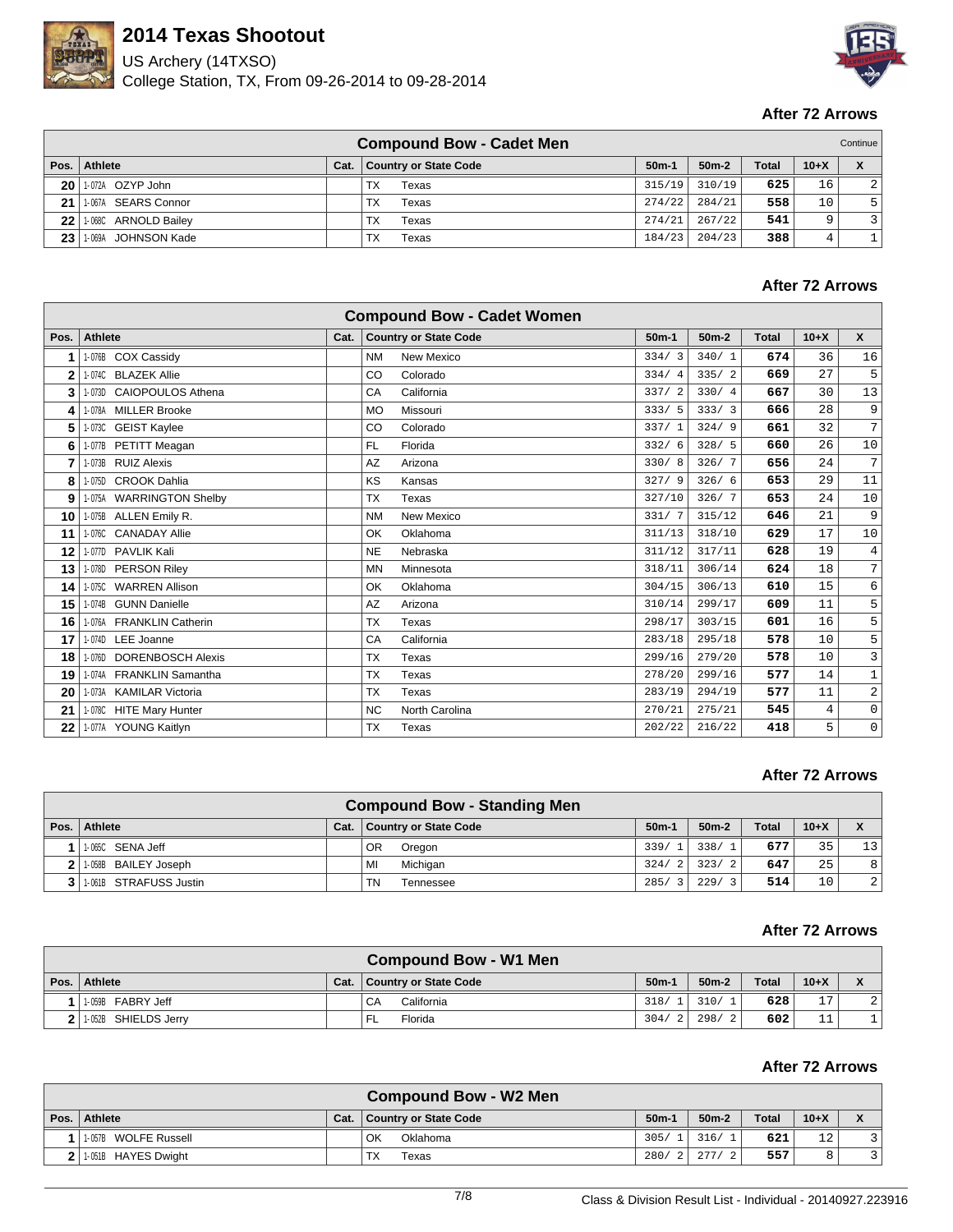# 2014 Texas Shootout

US Archery (14TXSO)
College Station, TX, From 09-26-2014 to 09-28-2014

### After 72 Arrows

**Compound Bow - Cadet Men** (Continue)

| Pos. | Athlete | Cat. | Country or State Code | | 50m-1 | 50m-2 | Total | 10+X | X |
|---|---|---|---|---|---|---|---|---|---|
| 20 | 1-072A OZYP John | | TX | Texas | 315/19 | 310/19 | 625 | 16 | 2 |
| 21 | 1-067A SEARS Connor | | TX | Texas | 274/22 | 284/21 | 558 | 10 | 5 |
| 22 | 1-068C ARNOLD Bailey | | TX | Texas | 274/21 | 267/22 | 541 | 9 | 3 |
| 23 | 1-069A JOHNSON Kade | | TX | Texas | 184/23 | 204/23 | 388 | 4 | 1 |

### After 72 Arrows

**Compound Bow - Cadet Women**

| Pos. | Athlete | Cat. | Country or State Code | | 50m-1 | 50m-2 | Total | 10+X | X |
|---|---|---|---|---|---|---|---|---|---|
| 1 | 1-076B COX Cassidy | | NM | New Mexico | 334/ 3 | 340/ 1 | 674 | 36 | 16 |
| 2 | 1-074C BLAZEK Allie | | CO | Colorado | 334/ 4 | 335/ 2 | 669 | 27 | 5 |
| 3 | 1-073D CAIOPOULOS Athena | | CA | California | 337/ 2 | 330/ 4 | 667 | 30 | 13 |
| 4 | 1-078A MILLER Brooke | | MO | Missouri | 333/ 5 | 333/ 3 | 666 | 28 | 9 |
| 5 | 1-073C GEIST Kaylee | | CO | Colorado | 337/ 1 | 324/ 9 | 661 | 32 | 7 |
| 6 | 1-077B PETITT Meagan | | FL | Florida | 332/ 6 | 328/ 5 | 660 | 26 | 10 |
| 7 | 1-073B RUIZ Alexis | | AZ | Arizona | 330/ 8 | 326/ 7 | 656 | 24 | 7 |
| 8 | 1-075D CROOK Dahlia | | KS | Kansas | 327/ 9 | 326/ 6 | 653 | 29 | 11 |
| 9 | 1-075A WARRINGTON Shelby | | TX | Texas | 327/10 | 326/ 7 | 653 | 24 | 10 |
| 10 | 1-075B ALLEN Emily R. | | NM | New Mexico | 331/ 7 | 315/12 | 646 | 21 | 9 |
| 11 | 1-076C CANADAY Allie | | OK | Oklahoma | 311/13 | 318/10 | 629 | 17 | 10 |
| 12 | 1-077D PAVLIK Kali | | NE | Nebraska | 311/12 | 317/11 | 628 | 19 | 4 |
| 13 | 1-078D PERSON Riley | | MN | Minnesota | 318/11 | 306/14 | 624 | 18 | 7 |
| 14 | 1-075C WARREN Allison | | OK | Oklahoma | 304/15 | 306/13 | 610 | 15 | 6 |
| 15 | 1-074B GUNN Danielle | | AZ | Arizona | 310/14 | 299/17 | 609 | 11 | 5 |
| 16 | 1-076A FRANKLIN Catherin | | TX | Texas | 298/17 | 303/15 | 601 | 16 | 5 |
| 17 | 1-074D LEE Joanne | | CA | California | 283/18 | 295/18 | 578 | 10 | 5 |
| 18 | 1-076D DORENBOSCH Alexis | | TX | Texas | 299/16 | 279/20 | 578 | 10 | 3 |
| 19 | 1-074A FRANKLIN Samantha | | TX | Texas | 278/20 | 299/16 | 577 | 14 | 1 |
| 20 | 1-073A KAMILAR Victoria | | TX | Texas | 283/19 | 294/19 | 577 | 11 | 2 |
| 21 | 1-078C HITE Mary Hunter | | NC | North Carolina | 270/21 | 275/21 | 545 | 4 | 0 |
| 22 | 1-077A YOUNG Kaitlyn | | TX | Texas | 202/22 | 216/22 | 418 | 5 | 0 |

### After 72 Arrows

**Compound Bow - Standing Men**

| Pos. | Athlete | Cat. | Country or State Code | | 50m-1 | 50m-2 | Total | 10+X | X |
|---|---|---|---|---|---|---|---|---|---|
| 1 | 1-065C SENA Jeff | | OR | Oregon | 339/ 1 | 338/ 1 | 677 | 35 | 13 |
| 2 | 1-058B BAILEY Joseph | | MI | Michigan | 324/ 2 | 323/ 2 | 647 | 25 | 8 |
| 3 | 1-061B STRAFUSS Justin | | TN | Tennessee | 285/ 3 | 229/ 3 | 514 | 10 | 2 |

### After 72 Arrows

**Compound Bow - W1 Men**

| Pos. | Athlete | Cat. | Country or State Code | | 50m-1 | 50m-2 | Total | 10+X | X |
|---|---|---|---|---|---|---|---|---|---|
| 1 | 1-059B FABRY Jeff | | CA | California | 318/ 1 | 310/ 1 | 628 | 17 | 2 |
| 2 | 1-052B SHIELDS Jerry | | FL | Florida | 304/ 2 | 298/ 2 | 602 | 11 | 1 |

### After 72 Arrows

**Compound Bow - W2 Men**

| Pos. | Athlete | Cat. | Country or State Code | | 50m-1 | 50m-2 | Total | 10+X | X |
|---|---|---|---|---|---|---|---|---|---|
| 1 | 1-057B WOLFE Russell | | OK | Oklahoma | 305/ 1 | 316/ 1 | 621 | 12 | 3 |
| 2 | 1-051B HAYES Dwight | | TX | Texas | 280/ 2 | 277/ 2 | 557 | 8 | 3 |

Class & Division Result List - Individual - 20140927.223916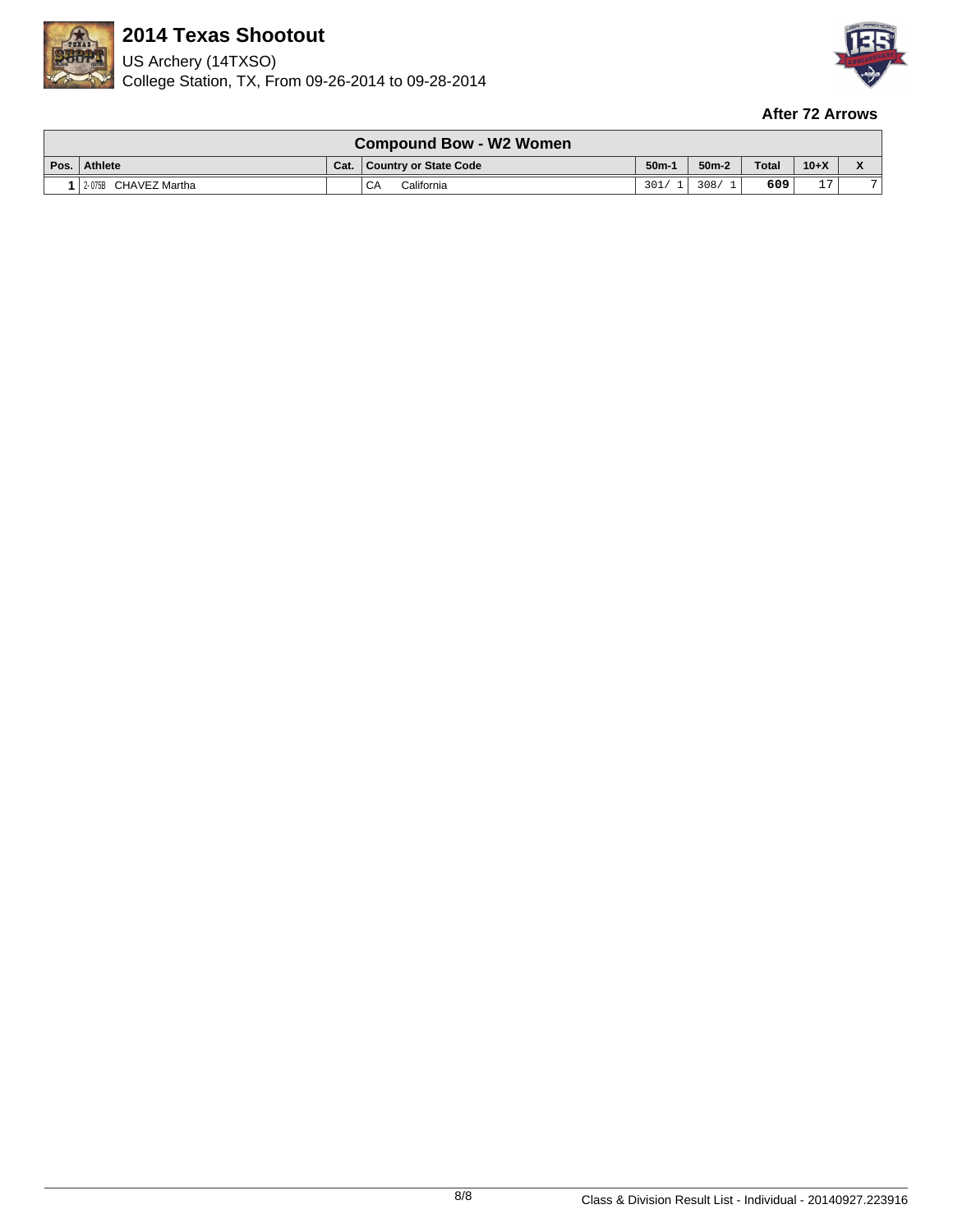# 2014 Texas Shootout

US Archery (14TXSO)
College Station, TX, From 09-26-2014 to 09-28-2014

**After 72 Arrows**

| Compound Bow - W2 Women | | | | | | | | |
|---|---|---|---|---|---|---|---|---|
| Pos. | Athlete | Cat. | Country or State Code | 50m-1 | 50m-2 | Total | 10+X | X |
| 1 | 2-075B CHAVEZ Martha | | CA California | 301/ 1 | 308/ 1 | 609 | 17 | 7 |

Class & Division Result List - Individual - 20140927.223916